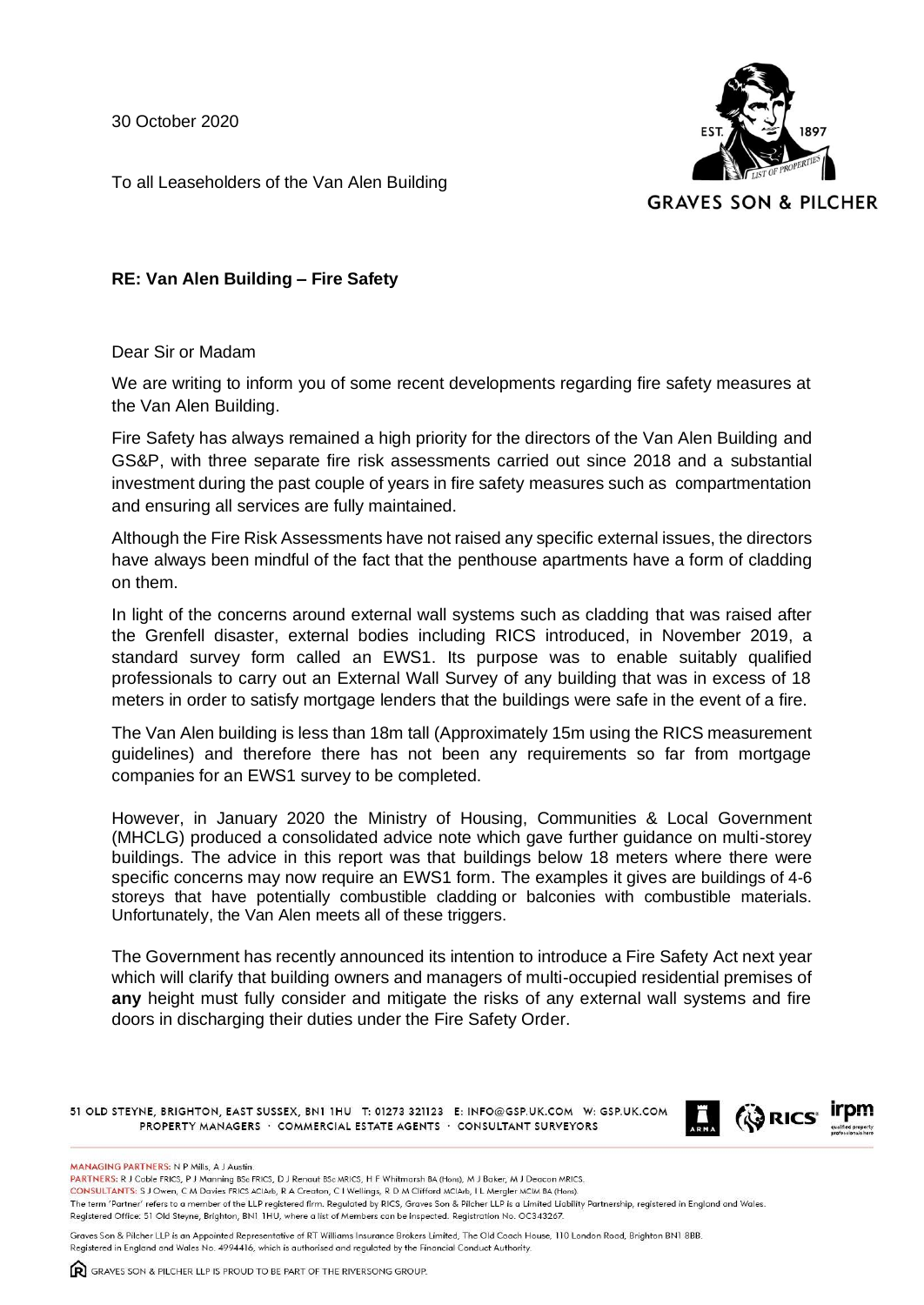30 October 2020

To all Leaseholders of the Van Alen Building

**GRAVES SON & PILCHER**

**RE: Van Alen Building – Fire Safety**

Dear Sir or Madam

We are writing to inform you of some recent developments regarding fire safety measures at the Van Alen Building.

Fire Safety has always remained a high priority for the directors of the Van Alen Building and GS&P, with three separate fire risk assessments carried out since 2018 and a substantial investment during the past couple of years in fire safety measures such as compartmentation and ensuring all services are fully maintained.

Although the Fire Risk Assessments have not raised any specific external issues, the directors have always been mindful of the fact that the penthouse apartments have a form of cladding on them.

In light of the concerns around external wall systems such as cladding that was raised after the Grenfell disaster, external bodies including RICS introduced, in November 2019, a standard survey form called an EWS1. Its purpose was to enable suitably qualified professionals to carry out an External Wall Survey of any building that was in excess of 18 meters in order to satisfy mortgage lenders that the buildings were safe in the event of a fire.

The Van Alen building is less than 18m tall (Approximately 15m using the RICS measurement guidelines) and therefore there has not been any requirements so far from mortgage companies for an EWS1 survey to be completed.

However, in January 2020 the Ministry of Housing, Communities & Local Government (MHCLG) produced a consolidated advice note which gave further guidance on multi-storey buildings. The advice in this report was that buildings below 18 meters where there were specific concerns may now require an EWS1 form. The examples it gives are buildings of 4-6 storeys that have potentially combustible cladding or balconies with combustible materials. Unfortunately, the Van Alen meets all of these triggers.

The Government has recently announced its intention to introduce a Fire Safety Act next year which will clarify that building owners and managers of multi-occupied residential premises of **any** height must fully consider and mitigate the risks of any external wall systems and fire doors in discharging their duties under the Fire Safety Order.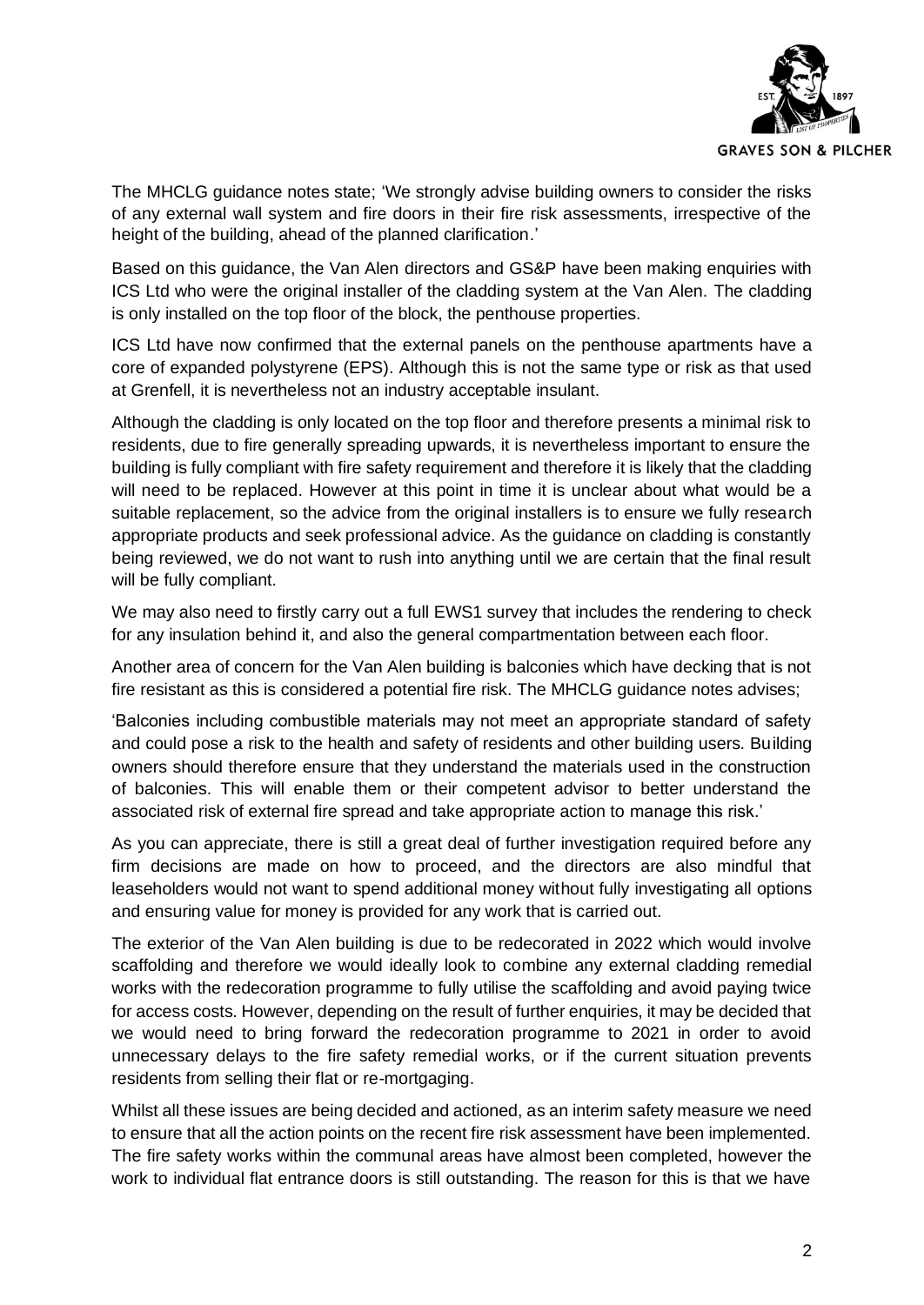The MHCLG guidance notes state; 'We strongly advise building owners to consider the risks of any external wall system and fire doors in their fire risk assessments, irrespective of the height of the building, ahead of the planned clarification.'

Based on this guidance, the Van Alen directors and GS&P have been making enquiries with ICS Ltd who were the original installer of the cladding system at the Van Alen. The cladding is only installed on the top floor of the block, the penthouse properties.

ICS Ltd have now confirmed that the external panels on the penthouse apartments have a core of expanded polystyrene (EPS). Although this is not the same type or risk as that used at Grenfell, it is nevertheless not an industry acceptable insulant.

Although the cladding is only located on the top floor and therefore presents a minimal risk to residents, due to fire generally spreading upwards, it is nevertheless important to ensure the building is fully compliant with fire safety requirement and therefore it is likely that the cladding will need to be replaced. However at this point in time it is unclear about what would be a suitable replacement, so the advice from the original installers is to ensure we fully research appropriate products and seek professional advice. As the guidance on cladding is constantly being reviewed, we do not want to rush into anything until we are certain that the final result will be fully compliant.

We may also need to firstly carry out a full EWS1 survey that includes the rendering to check for any insulation behind it, and also the general compartmentation between each floor.

Another area of concern for the Van Alen building is balconies which have decking that is not fire resistant as this is considered a potential fire risk. The MHCLG guidance notes advises;

'Balconies including combustible materials may not meet an appropriate standard of safety and could pose a risk to the health and safety of residents and other building users. Building owners should therefore ensure that they understand the materials used in the construction of balconies. This will enable them or their competent advisor to better understand the associated risk of external fire spread and take appropriate action to manage this risk.'

As you can appreciate, there is still a great deal of further investigation required before any firm decisions are made on how to proceed, and the directors are also mindful that leaseholders would not want to spend additional money without fully investigating all options and ensuring value for money is provided for any work that is carried out.

The exterior of the Van Alen building is due to be redecorated in 2022 which would involve scaffolding and therefore we would ideally look to combine any external cladding remedial works with the redecoration programme to fully utilise the scaffolding and avoid paying twice for access costs. However, depending on the result of further enquiries, it may be decided that we would need to bring forward the redecoration programme to 2021 in order to avoid unnecessary delays to the fire safety remedial works, or if the current situation prevents residents from selling their flat or re-mortgaging.

Whilst all these issues are being decided and actioned, as an interim safety measure we need to ensure that all the action points on the recent fire risk assessment have been implemented. The fire safety works within the communal areas have almost been completed, however the work to individual flat entrance doors is still outstanding. The reason for this is that we have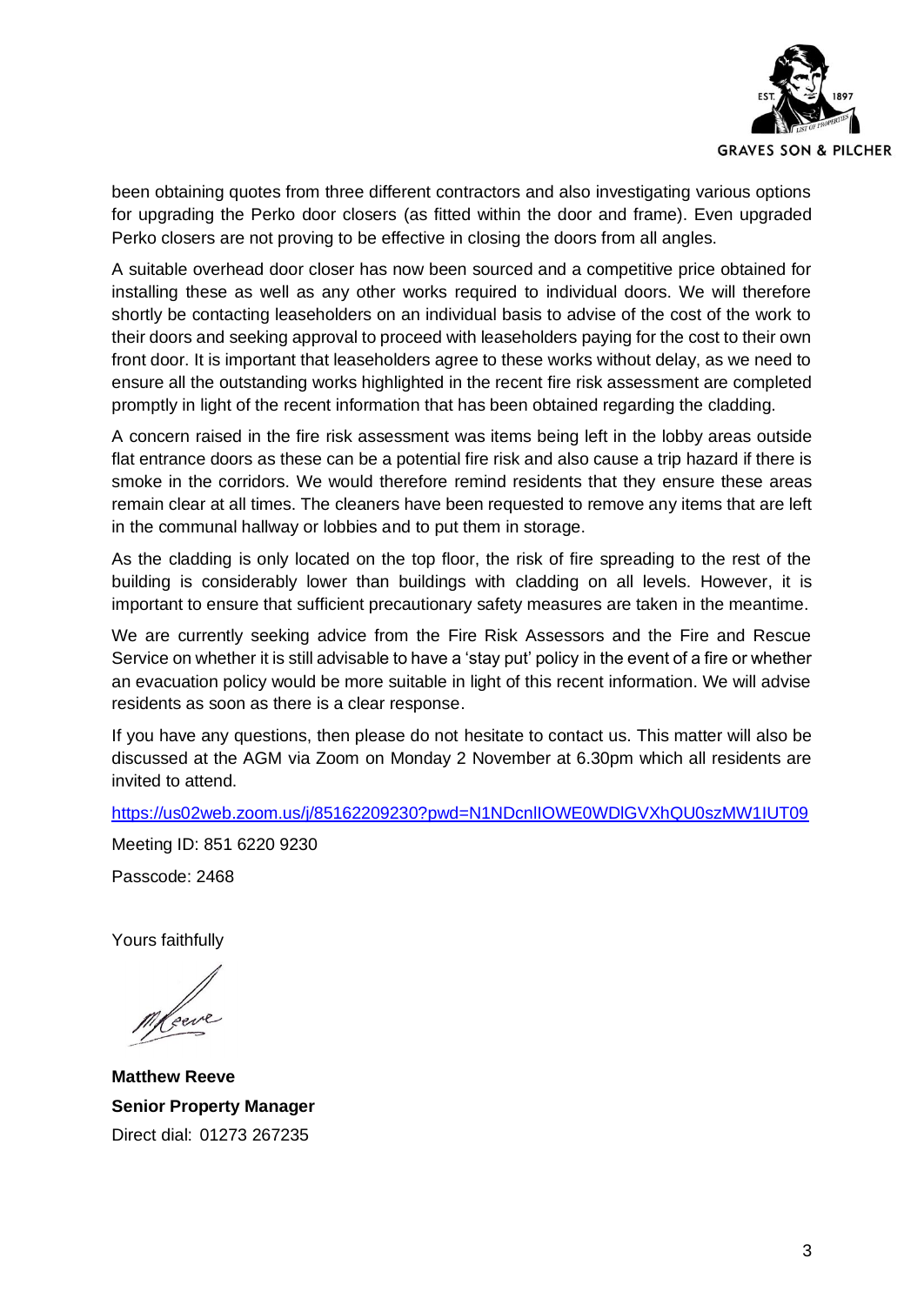been obtaining quotes from three different contractors and also investigating various options for upgrading the Perko door closers (as fitted within the door and frame). Even upgraded Perko closers are not proving to be effective in closing the doors from all angles.

A suitable overhead door closer has now been sourced and a competitive price obtained for installing these as well as any other works required to individual doors. We will therefore shortly be contacting leaseholders on an individual basis to advise of the cost of the work to their doors and seeking approval to proceed with leaseholders paying for the cost to their own front door. It is important that leaseholders agree to these works without delay, as we need to ensure all the outstanding works highlighted in the recent fire risk assessment are completed promptly in light of the recent information that has been obtained regarding the cladding.

A concern raised in the fire risk assessment was items being left in the lobby areas outside flat entrance doors as these can be a potential fire risk and also cause a trip hazard if there is smoke in the corridors. We would therefore remind residents that they ensure these areas remain clear at all times. The cleaners have been requested to remove any items that are left in the communal hallway or lobbies and to put them in storage.

As the cladding is only located on the top floor, the risk of fire spreading to the rest of the building is considerably lower than buildings with cladding on all levels. However, it is important to ensure that sufficient precautionary safety measures are taken in the meantime.

We are currently seeking advice from the Fire Risk Assessors and the Fire and Rescue Service on whether it is still advisable to have a 'stay put' policy in the event of a fire or whether an evacuation policy would be more suitable in light of this recent information. We will advise residents as soon as there is a clear response.

If you have any questions, then please do not hesitate to contact us. This matter will also be discussed at the AGM via Zoom on Monday 2 November at 6.30pm which all residents are invited to attend.

https://us02web.zoom.us/j/85162209230?pwd=N1NDcnlIOWE0WDlGVXhQU0szMW1IUT09

Meeting ID: 851 6220 9230

Passcode: 2468

Yours faithfully

**Matthew Reeve**
**Senior Property Manager**
Direct dial: 01273 267235